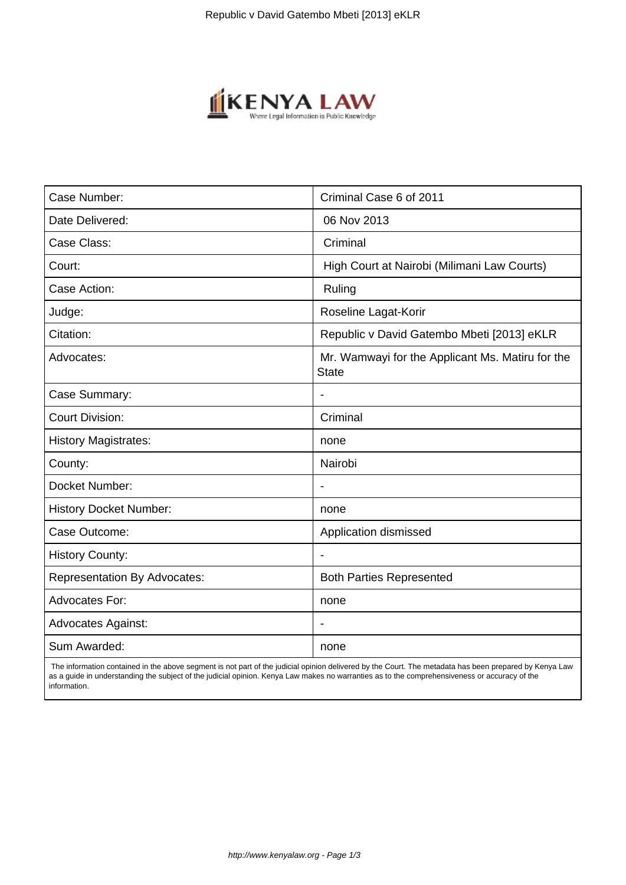| Case Number: | Criminal Case 6 of 2011 |
|---|---|
| Date Delivered: | 06 Nov 2013 |
| Case Class: | Criminal |
| Court: | High Court at Nairobi (Milimani Law Courts) |
| Case Action: | Ruling |
| Judge: | Roseline Lagat-Korir |
| Citation: | Republic v David Gatembo Mbeti [2013] eKLR |
| Advocates: | Mr. Wamwayi for the Applicant Ms. Matiru for the State |
| Case Summary: | - |
| Court Division: | Criminal |
| History Magistrates: | none |
| County: | Nairobi |
| Docket Number: | - |
| History Docket Number: | none |
| Case Outcome: | Application dismissed |
| History County: | - |
| Representation By Advocates: | Both Parties Represented |
| Advocates For: | none |
| Advocates Against: | - |
| Sum Awarded: | none |

The information contained in the above segment is not part of the judicial opinion delivered by the Court. The metadata has been prepared by Kenya Law as a guide in understanding the subject of the judicial opinion. Kenya Law makes no warranties as to the comprehensiveness or accuracy of the information.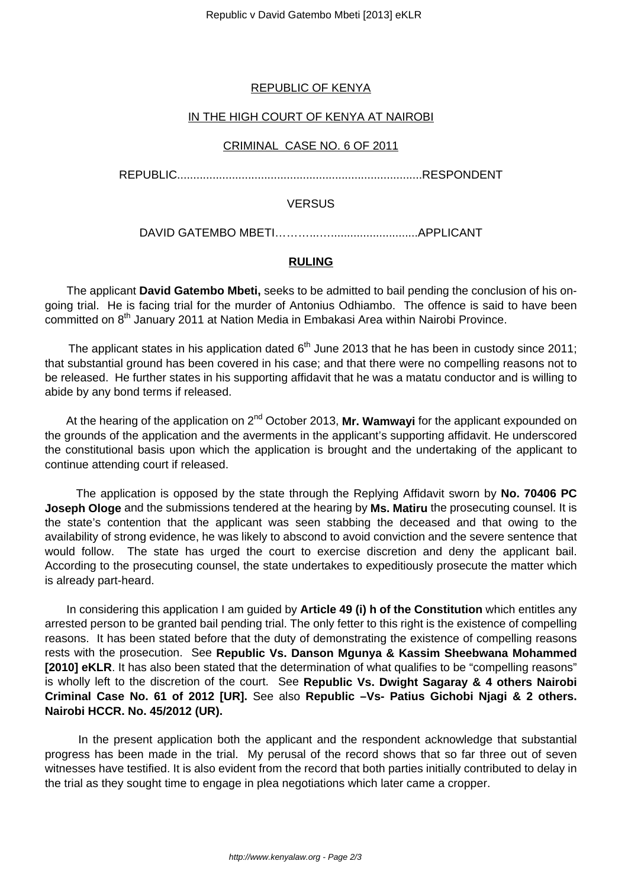REPUBLIC OF KENYA

IN THE HIGH COURT OF KENYA AT NAIROBI

CRIMINAL CASE NO. 6 OF 2011

REPUBLIC...........................................................................RESPONDENT

VERSUS

DAVID GATEMBO MBETI………..….........................APPLICANT

**RULING**

The applicant **David Gatembo Mbeti,** seeks to be admitted to bail pending the conclusion of his on-going trial. He is facing trial for the murder of Antonius Odhiambo. The offence is said to have been committed on 8th January 2011 at Nation Media in Embakasi Area within Nairobi Province.

The applicant states in his application dated 6th June 2013 that he has been in custody since 2011; that substantial ground has been covered in his case; and that there were no compelling reasons not to be released. He further states in his supporting affidavit that he was a matatu conductor and is willing to abide by any bond terms if released.

At the hearing of the application on 2nd October 2013, **Mr. Wamwayi** for the applicant expounded on the grounds of the application and the averments in the applicant's supporting affidavit. He underscored the constitutional basis upon which the application is brought and the undertaking of the applicant to continue attending court if released.

The application is opposed by the state through the Replying Affidavit sworn by **No. 70406 PC Joseph Ologe** and the submissions tendered at the hearing by **Ms. Matiru** the prosecuting counsel. It is the state's contention that the applicant was seen stabbing the deceased and that owing to the availability of strong evidence, he was likely to abscond to avoid conviction and the severe sentence that would follow. The state has urged the court to exercise discretion and deny the applicant bail. According to the prosecuting counsel, the state undertakes to expeditiously prosecute the matter which is already part-heard.

In considering this application I am guided by **Article 49 (i) h of the Constitution** which entitles any arrested person to be granted bail pending trial. The only fetter to this right is the existence of compelling reasons. It has been stated before that the duty of demonstrating the existence of compelling reasons rests with the prosecution. See **Republic Vs. Danson Mgunya & Kassim Sheebwana Mohammed [2010] eKLR**. It has also been stated that the determination of what qualifies to be "compelling reasons" is wholly left to the discretion of the court. See **Republic Vs. Dwight Sagaray & 4 others Nairobi Criminal Case No. 61 of 2012 [UR].** See also **Republic –Vs- Patius Gichobi Njagi & 2 others. Nairobi HCCR. No. 45/2012 (UR).**

In the present application both the applicant and the respondent acknowledge that substantial progress has been made in the trial. My perusal of the record shows that so far three out of seven witnesses have testified. It is also evident from the record that both parties initially contributed to delay in the trial as they sought time to engage in plea negotiations which later came a cropper.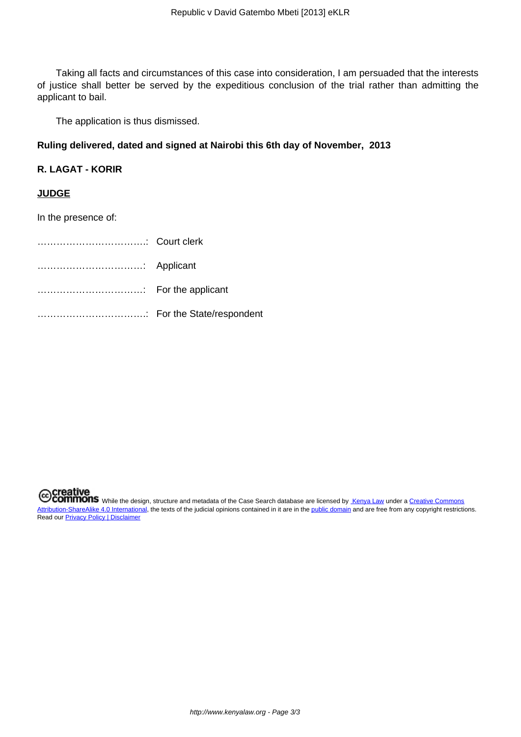Taking all facts and circumstances of this case into consideration, I am persuaded that the interests of justice shall better be served by the expeditious conclusion of the trial rather than admitting the applicant to bail.

The application is thus dismissed.

**Ruling delivered, dated and signed at Nairobi this 6th day of November, 2013**

**R. LAGAT - KORIR**

**JUDGE**

In the presence of:

……………………………: Court clerk

……………………………: Applicant

……………………………: For the applicant

……………………………: For the State/respondent

While the design, structure and metadata of the Case Search database are licensed by Kenya Law under a Creative Commons Attribution-ShareAlike 4.0 International, the texts of the judicial opinions contained in it are in the public domain and are free from any copyright restrictions. Read our Privacy Policy | Disclaimer